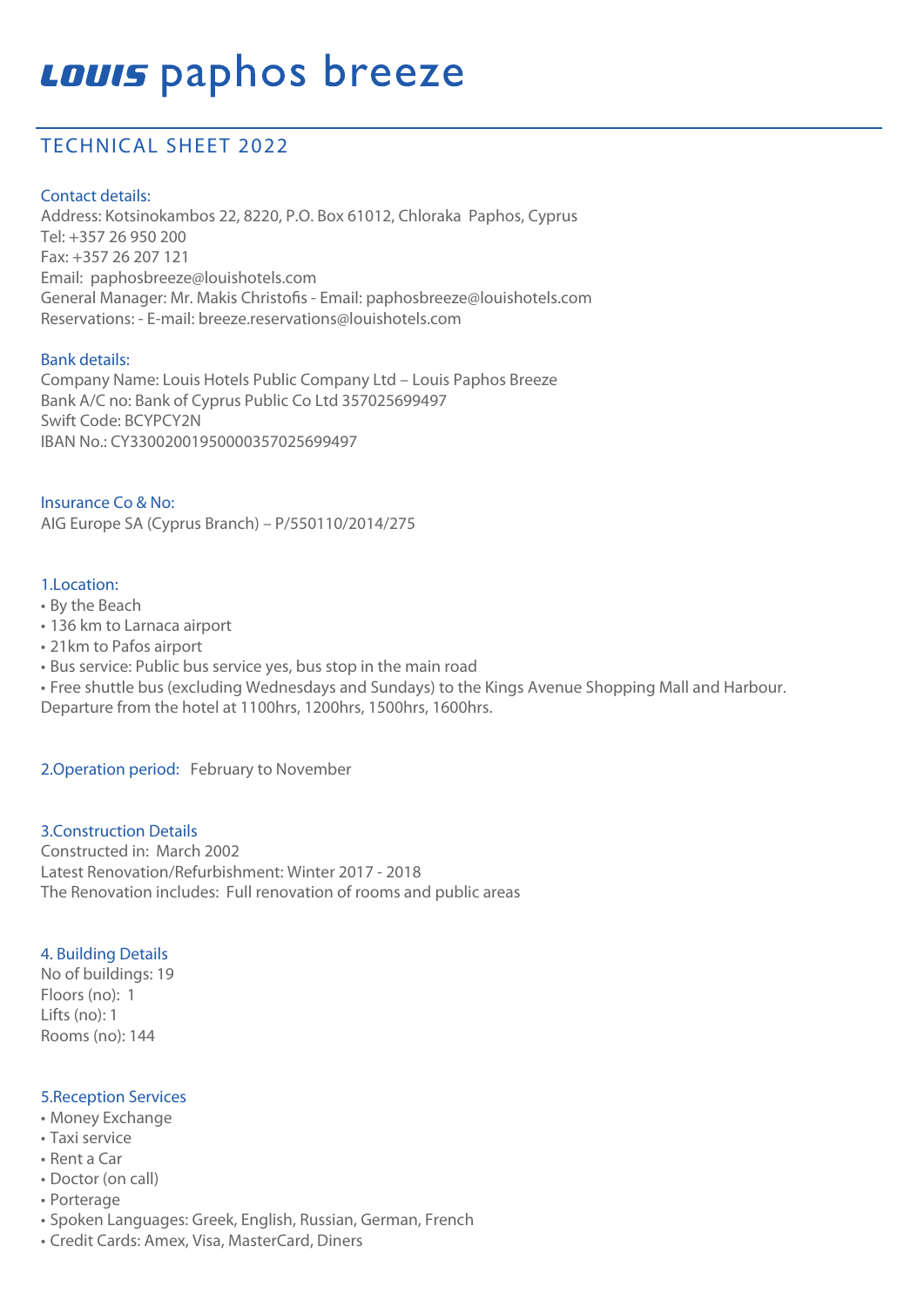# LOUIS paphos breeze

## TECHNICAL SHEET 2022

### Contact details:

Address: Kotsinokambos 22, 8220, P.O. Box 61012, Chloraka Paphos, Cyprus
Tel: +357 26 950 200
Fax: +357 26 207 121
Email: paphosbreeze@louishotels.com
General Manager: Mr. Makis Christofis - Email: paphosbreeze@louishotels.com
Reservations: - E-mail: breeze.reservations@louishotels.com

### Bank details:

Company Name: Louis Hotels Public Company Ltd – Louis Paphos Breeze
Bank A/C no: Bank of Cyprus Public Co Ltd 357025699497
Swift Code: BCYPCY2N
IBAN No.: CY33002001950000357025699497

### Insurance Co & No:

AIG Europe SA (Cyprus Branch) – P/550110/2014/275

### 1.Location:

- By the Beach
- 136 km to Larnaca airport
- 21km to Pafos airport
- Bus service: Public bus service yes, bus stop in the main road
- Free shuttle bus (excluding Wednesdays and Sundays) to the Kings Avenue Shopping Mall and Harbour.

Departure from the hotel at 1100hrs, 1200hrs, 1500hrs, 1600hrs.

### 2.Operation period: February to November

### 3.Construction Details

Constructed in: March 2002
Latest Renovation/Refurbishment: Winter 2017 - 2018
The Renovation includes: Full renovation of rooms and public areas

### 4. Building Details

No of buildings: 19
Floors (no): 1
Lifts (no): 1
Rooms (no): 144

### 5.Reception Services

- Money Exchange
- Taxi service
- Rent a Car
- Doctor (on call)
- Porterage
- Spoken Languages: Greek, English, Russian, German, French
- Credit Cards: Amex, Visa, MasterCard, Diners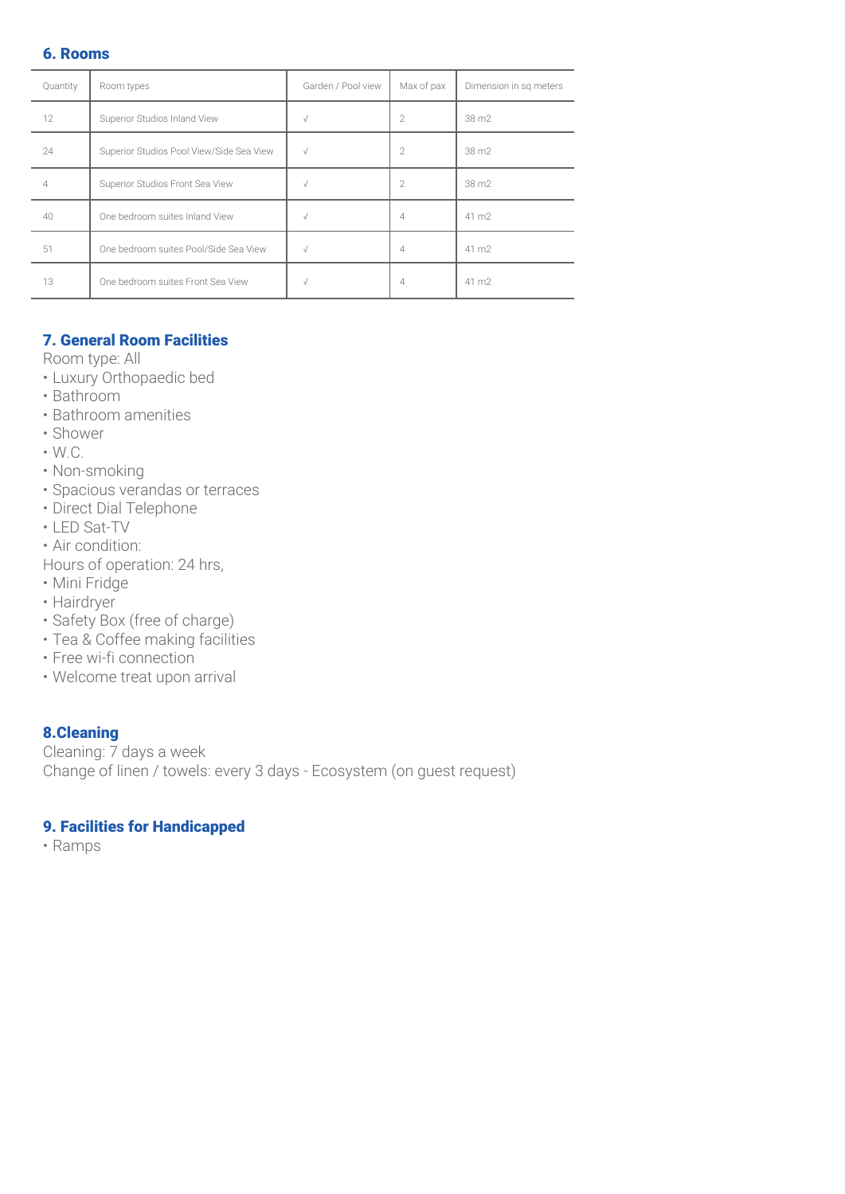## 6. Rooms

| Quantity | Room types | Garden / Pool view | Max of pax | Dimension in sq meters |
|---|---|---|---|---|
| 12 | Superior Studios Inland View | √ | 2 | 38 m2 |
| 24 | Superior Studios Pool View/Side Sea View | √ | 2 | 38 m2 |
| 4 | Superior Studios Front Sea View | √ | 2 | 38 m2 |
| 40 | One bedroom suites Inland View | √ | 4 | 41 m2 |
| 51 | One bedroom suites Pool/Side Sea View | √ | 4 | 41 m2 |
| 13 | One bedroom suites Front Sea View | √ | 4 | 41 m2 |

## 7. General Room Facilities

Room type: All

- Luxury Orthopaedic bed
- Bathroom
- Bathroom amenities
- Shower
- W.C.
- Non-smoking
- Spacious verandas or terraces
- Direct Dial Telephone
- LED Sat-TV
- Air condition:

Hours of operation: 24 hrs,

- Mini Fridge
- Hairdryer
- Safety Box (free of charge)
- Tea & Coffee making facilities
- Free wi-fi connection
- Welcome treat upon arrival

## 8.Cleaning

Cleaning: 7 days a week
Change of linen / towels: every 3 days - Ecosystem (on guest request)

## 9. Facilities for Handicapped

- Ramps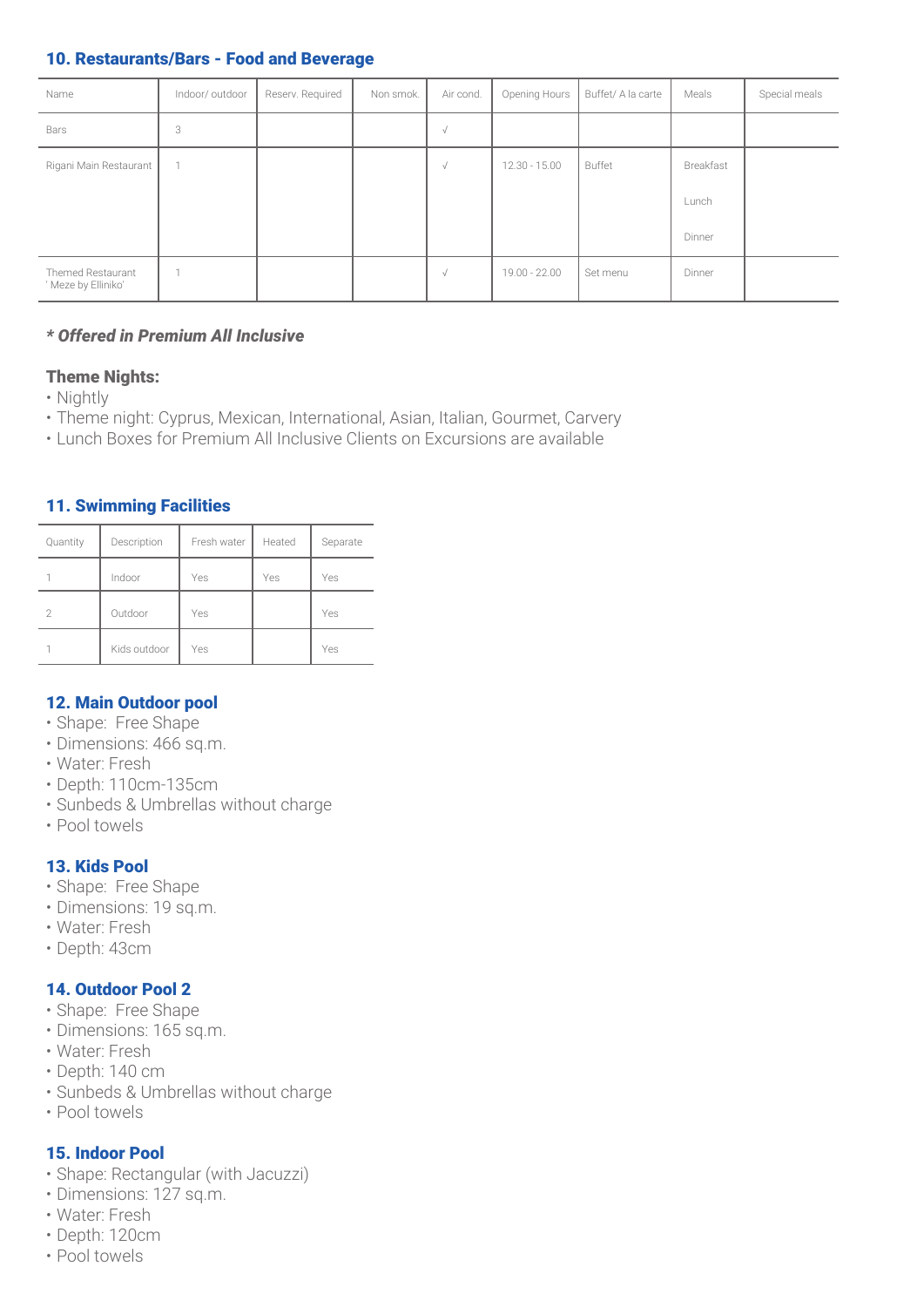## 10. Restaurants/Bars - Food and Beverage

| Name | Indoor/ outdoor | Reserv. Required | Non smok. | Air cond. | Opening Hours | Buffet/ A la carte | Meals | Special meals |
|---|---|---|---|---|---|---|---|---|
| Bars | 3 | | | √ | | | | |
| Rigani Main Restaurant | 1 | | | √ | 12.30 - 15.00 | Buffet | Breakfast<br>Lunch<br>Dinner | |
| Themed Restaurant ' Meze by Elliniko' | 1 | | | √ | 19.00 - 22.00 | Set menu | Dinner | |

***\* Offered in Premium All Inclusive***

**Theme Nights:**

- Nightly
- Theme night: Cyprus, Mexican, International, Asian, Italian, Gourmet, Carvery
- Lunch Boxes for Premium All Inclusive Clients on Excursions are available

## 11. Swimming Facilities

| Quantity | Description | Fresh water | Heated | Separate |
|---|---|---|---|---|
| 1 | Indoor | Yes | Yes | Yes |
| 2 | Outdoor | Yes | | Yes |
| 1 | Kids outdoor | Yes | | Yes |

## 12. Main Outdoor pool

- Shape: Free Shape
- Dimensions: 466 sq.m.
- Water: Fresh
- Depth: 110cm-135cm
- Sunbeds & Umbrellas without charge
- Pool towels

## 13. Kids Pool

- Shape: Free Shape
- Dimensions: 19 sq.m.
- Water: Fresh
- Depth: 43cm

## 14. Outdoor Pool 2

- Shape: Free Shape
- Dimensions: 165 sq.m.
- Water: Fresh
- Depth: 140 cm
- Sunbeds & Umbrellas without charge
- Pool towels

## 15. Indoor Pool

- Shape: Rectangular (with Jacuzzi)
- Dimensions: 127 sq.m.
- Water: Fresh
- Depth: 120cm
- Pool towels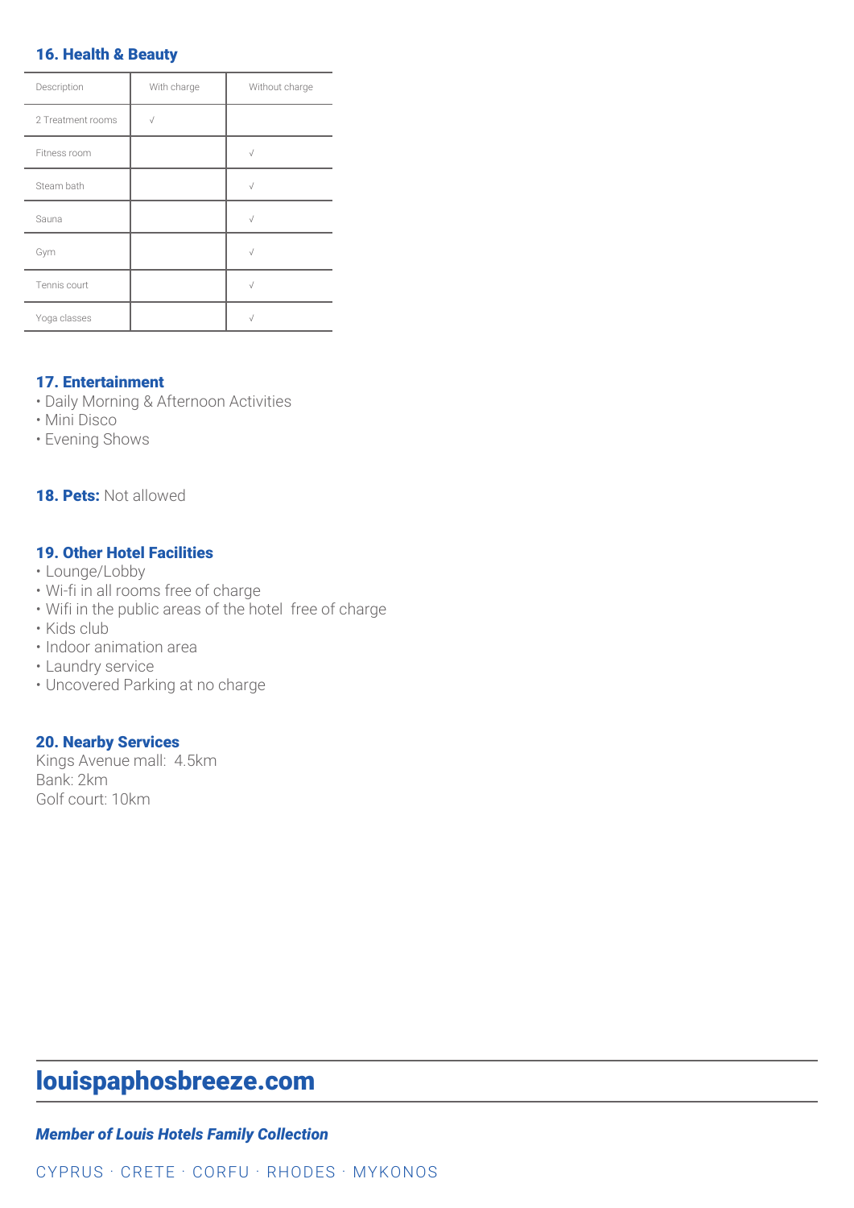## 16. Health & Beauty

| Description | With charge | Without charge |
|---|---|---|
| 2 Treatment rooms | √ | |
| Fitness room | | √ |
| Steam bath | | √ |
| Sauna | | √ |
| Gym | | √ |
| Tennis court | | √ |
| Yoga classes | | √ |

## 17. Entertainment

- Daily Morning & Afternoon Activities
- Mini Disco
- Evening Shows

**18. Pets:** Not allowed

## 19. Other Hotel Facilities

- Lounge/Lobby
- Wi-fi in all rooms free of charge
- Wifi in the public areas of the hotel  free of charge
- Kids club
- Indoor animation area
- Laundry service
- Uncovered Parking at no charge

## 20. Nearby Services

Kings Avenue mall:  4.5km
Bank: 2km
Golf court: 10km

**louispaphosbreeze.com**

***Member of Louis Hotels Family Collection***

CYPRUS · CRETE · CORFU · RHODES · MYKONOS